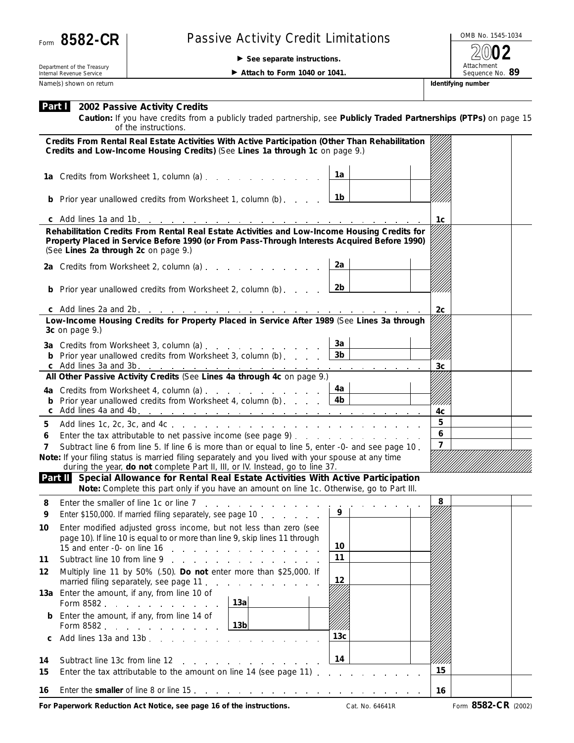Form **8582-CR**

Department of the Treasury
Internal Revenue Service

# Passive Activity Credit Limitations

▶ **See separate instructions.**

▶ **Attach to Form 1040 or 1041.**

OMB No. 1545-1034

**2002**

Attachment Sequence No. **89**

Name(s) shown on return | **Identifying number**

## Part I 2002 Passive Activity Credits

**Caution:** If you have credits from a publicly traded partnership, see **Publicly Traded Partnerships (PTPs)** on page 15 of the instructions.

**Credits From Rental Real Estate Activities With Active Participation (Other Than Rehabilitation Credits and Low-Income Housing Credits)** (See **Lines 1a through 1c** on page 9.)

| | | | |
|---|---|---|---|
| **1a** Credits from Worksheet 1, column (a) | 1a | | |
| **b** Prior year unallowed credits from Worksheet 1, column (b) | 1b | | |
| **c** Add lines 1a and 1b | | 1c | |

**Rehabilitation Credits From Rental Real Estate Activities and Low-Income Housing Credits for Property Placed in Service Before 1990 (or From Pass-Through Interests Acquired Before 1990)** (See **Lines 2a through 2c** on page 9.)

| | | | |
|---|---|---|---|
| **2a** Credits from Worksheet 2, column (a) | 2a | | |
| **b** Prior year unallowed credits from Worksheet 2, column (b) | 2b | | |
| **c** Add lines 2a and 2b | | 2c | |

**Low-Income Housing Credits for Property Placed in Service After 1989** (See **Lines 3a through 3c** on page 9.)

| | | | |
|---|---|---|---|
| **3a** Credits from Worksheet 3, column (a) | 3a | | |
| **b** Prior year unallowed credits from Worksheet 3, column (b) | 3b | | |
| **c** Add lines 3a and 3b | | 3c | |

**All Other Passive Activity Credits** (See **Lines 4a through 4c** on page 9.)

| | | | |
|---|---|---|---|
| **4a** Credits from Worksheet 4, column (a) | 4a | | |
| **b** Prior year unallowed credits from Worksheet 4, column (b) | 4b | | |
| **c** Add lines 4a and 4b | | 4c | |
| **5** Add lines 1c, 2c, 3c, and 4c | | 5 | |
| **6** Enter the tax attributable to net passive income (see page 9) | | 6 | |
| **7** Subtract line 6 from line 5. If line 6 is more than or equal to line 5, enter -0- and see page 10 | | 7 | |

**Note:** If your filing status is married filing separately and you lived with your spouse at any time during the year, **do not** complete Part II, III, or IV. Instead, go to line 37.

## Part II Special Allowance for Rental Real Estate Activities With Active Participation

**Note:** Complete this part only if you have an amount on line 1c. Otherwise, go to Part III.

| | | | |
|---|---|---|---|
| **8** Enter the smaller of line 1c or line 7 | | 8 | |
| **9** Enter $150,000. If married filing separately, see page 10 | 9 | | |
| **10** Enter modified adjusted gross income, but not less than zero (see page 10). If line 10 is equal to or more than line 9, skip lines 11 through 15 and enter -0- on line 16 | 10 | | |
| **11** Subtract line 10 from line 9 | 11 | | |
| **12** Multiply line 11 by 50% (.50). **Do not** enter more than $25,000. If married filing separately, see page 11 | 12 | | |
| **13a** Enter the amount, if any, from line 10 of Form 8582 — 13a | | | |
| **b** Enter the amount, if any, from line 14 of Form 8582 — 13b | | | |
| **c** Add lines 13a and 13b | 13c | | |
| **14** Subtract line 13c from line 12 | 14 | | |
| **15** Enter the tax attributable to the amount on line 14 (see page 11) | | 15 | |
| **16** Enter the **smaller** of line 8 or line 15 | | 16 | |

**For Paperwork Reduction Act Notice, see page 16 of the instructions.** Cat. No. 64641R Form **8582-CR** (2002)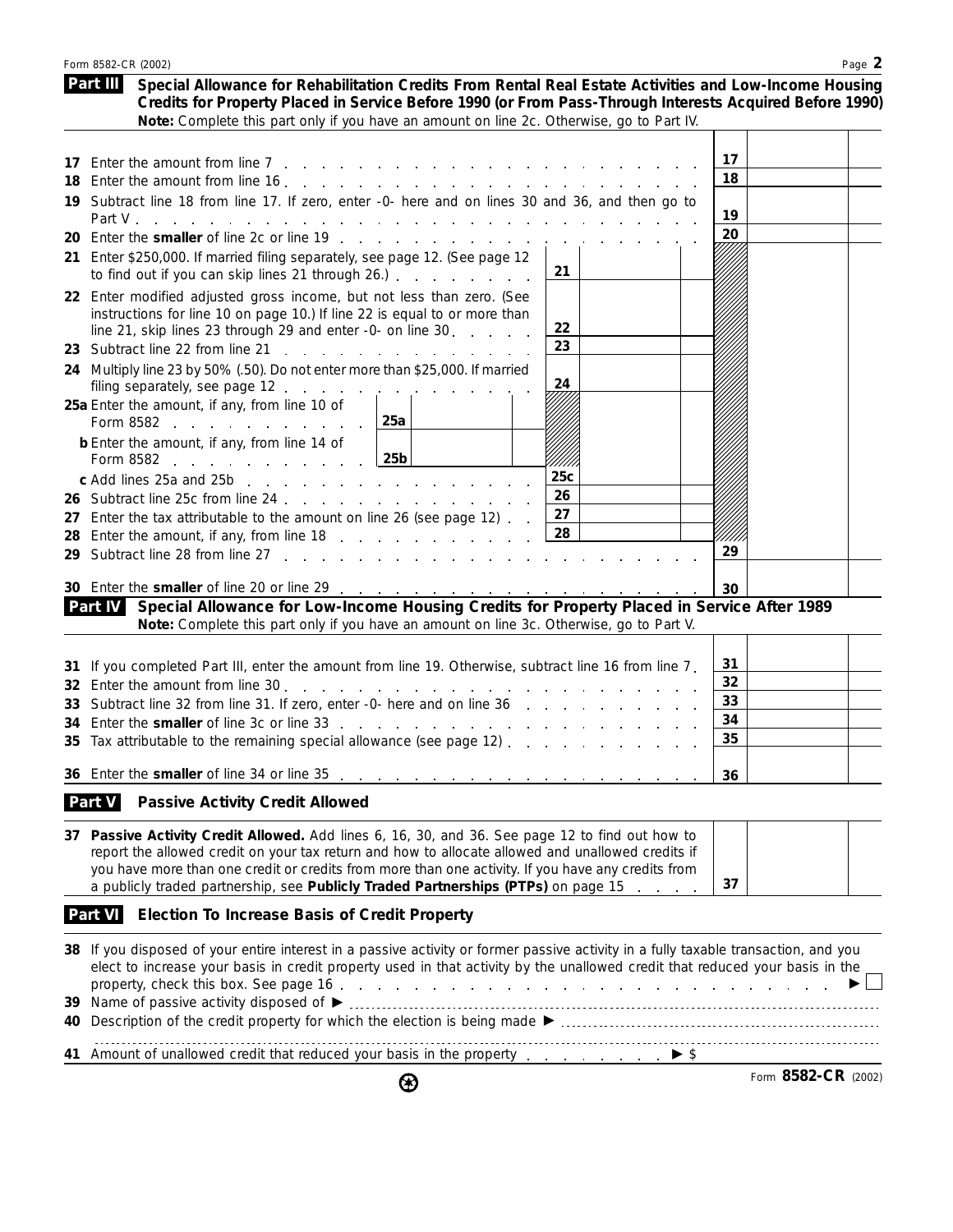**Part III Special Allowance for Rehabilitation Credits From Rental Real Estate Activities and Low-Income Housing Credits for Property Placed in Service Before 1990 (or From Pass-Through Interests Acquired Before 1990)**

**Note:** Complete this part only if you have an amount on line 2c. Otherwise, go to Part IV.

| | | | | | |
|---|---|---|---|---|---|
| 17 | Enter the amount from line 7 | | | 17 | |
| 18 | Enter the amount from line 16 | | | 18 | |
| 19 | Subtract line 18 from line 17. If zero, enter -0- here and on lines 30 and 36, and then go to Part V | | | 19 | |
| 20 | Enter the **smaller** of line 2c or line 19 | | | 20 | |
| 21 | Enter $250,000. If married filing separately, see page 12. (See page 12 to find out if you can skip lines 21 through 26.) | 21 | | | |
| 22 | Enter modified adjusted gross income, but not less than zero. (See instructions for line 10 on page 10.) If line 22 is equal to or more than line 21, skip lines 23 through 29 and enter -0- on line 30 | 22 | | | |
| 23 | Subtract line 22 from line 21 | 23 | | | |
| 24 | Multiply line 23 by 50% (.50). Do not enter more than $25,000. If married filing separately, see page 12 | 24 | | | |
| 25a | Enter the amount, if any, from line 10 of Form 8582 — 25a | | | | |
| b | Enter the amount, if any, from line 14 of Form 8582 — 25b | | | | |
| c | Add lines 25a and 25b | 25c | | | |
| 26 | Subtract line 25c from line 24 | 26 | | | |
| 27 | Enter the tax attributable to the amount on line 26 (see page 12) | 27 | | | |
| 28 | Enter the amount, if any, from line 18 | 28 | | | |
| 29 | Subtract line 28 from line 27 | | | 29 | |
| 30 | Enter the **smaller** of line 20 or line 29 | | | 30 | |

**Part IV Special Allowance for Low-Income Housing Credits for Property Placed in Service After 1989**

**Note:** Complete this part only if you have an amount on line 3c. Otherwise, go to Part V.

| | | | |
|---|---|---|---|
| 31 | If you completed Part III, enter the amount from line 19. Otherwise, subtract line 16 from line 7 | 31 | |
| 32 | Enter the amount from line 30 | 32 | |
| 33 | Subtract line 32 from line 31. If zero, enter -0- here and on line 36 | 33 | |
| 34 | Enter the **smaller** of line 3c or line 33 | 34 | |
| 35 | Tax attributable to the remaining special allowance (see page 12) | 35 | |
| 36 | Enter the **smaller** of line 34 or line 35 | 36 | |

**Part V Passive Activity Credit Allowed**

| | | | |
|---|---|---|---|
| 37 | **Passive Activity Credit Allowed.** Add lines 6, 16, 30, and 36. See page 12 to find out how to report the allowed credit on your tax return and how to allocate allowed and unallowed credits if you have more than one credit or credits from more than one activity. If you have any credits from a publicly traded partnership, see **Publicly Traded Partnerships (PTPs)** on page 15 | 37 | |

**Part VI Election To Increase Basis of Credit Property**

38 If you disposed of your entire interest in a passive activity or former passive activity in a fully taxable transaction, and you elect to increase your basis in credit property used in that activity by the unallowed credit that reduced your basis in the property, check this box. See page 16 ▶ ☐

39 Name of passive activity disposed of ▶

40 Description of the credit property for which the election is being made ▶

41 Amount of unallowed credit that reduced your basis in the property ▶ $